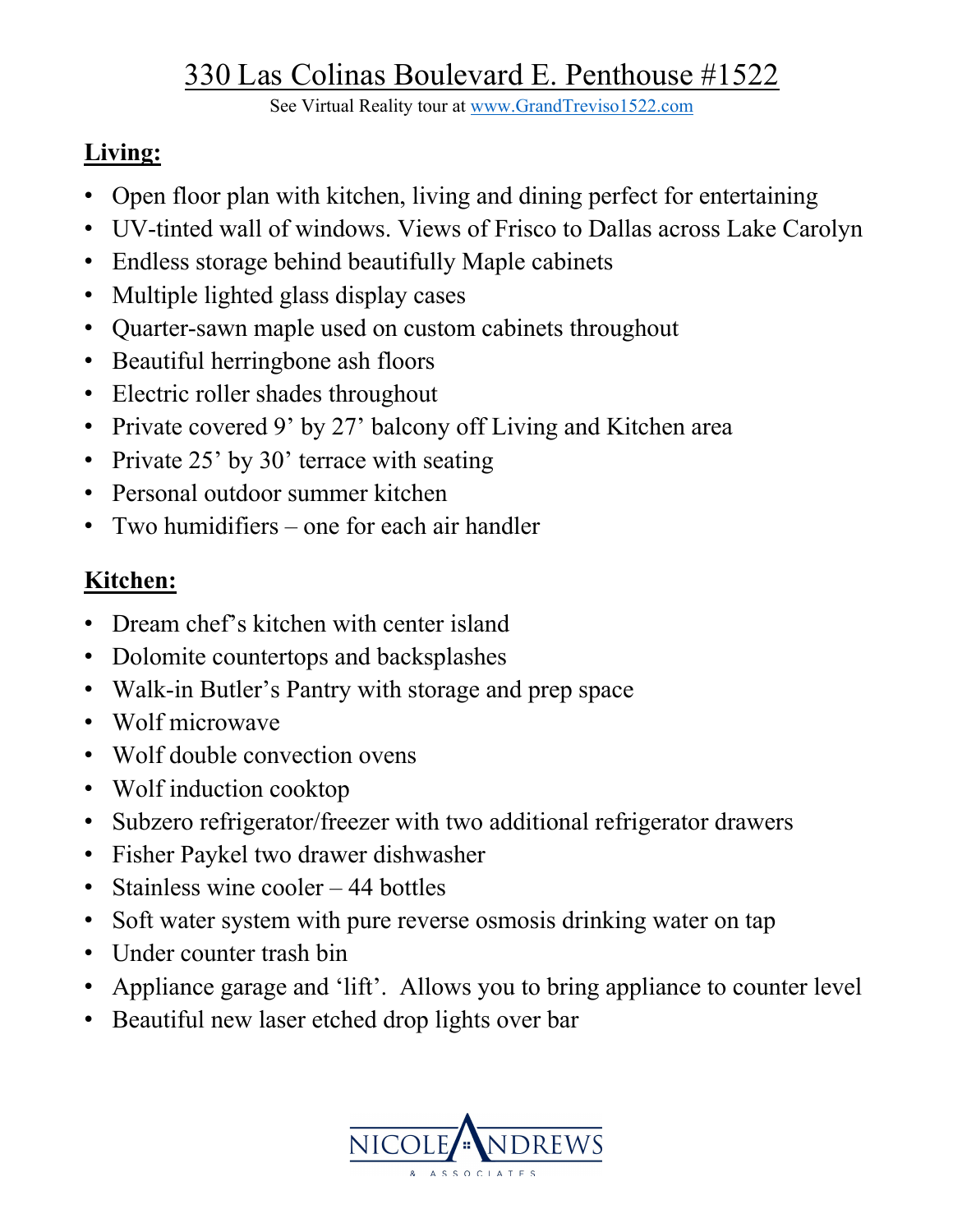# 330 Las Colinas Boulevard E. Penthouse #1522

See Virtual Reality tour at www.GrandTreviso1522.com

## Living:

- Open floor plan with kitchen, living and dining perfect for entertaining
- UV-tinted wall of windows. Views of Frisco to Dallas across Lake Carolyn
- Endless storage behind beautifully Maple cabinets
- Multiple lighted glass display cases
- Quarter-sawn maple used on custom cabinets throughout
- Beautiful herringbone ash floors
- Electric roller shades throughout
- Private covered 9' by 27' balcony off Living and Kitchen area
- Private 25' by 30' terrace with seating
- Personal outdoor summer kitchen
- Two humidifiers – one for each air handler

## Kitchen:

- Dream chef's kitchen with center island
- Dolomite countertops and backsplashes
- Walk-in Butler's Pantry with storage and prep space
- Wolf microwave
- Wolf double convection ovens
- Wolf induction cooktop
- Subzero refrigerator/freezer with two additional refrigerator drawers
- Fisher Paykel two drawer dishwasher
- Stainless wine cooler – 44 bottles
- Soft water system with pure reverse osmosis drinking water on tap
- Under counter trash bin
- Appliance garage and 'lift'. Allows you to bring appliance to counter level
- Beautiful new laser etched drop lights over bar

NICOLE ANDREWS & ASSOCIATES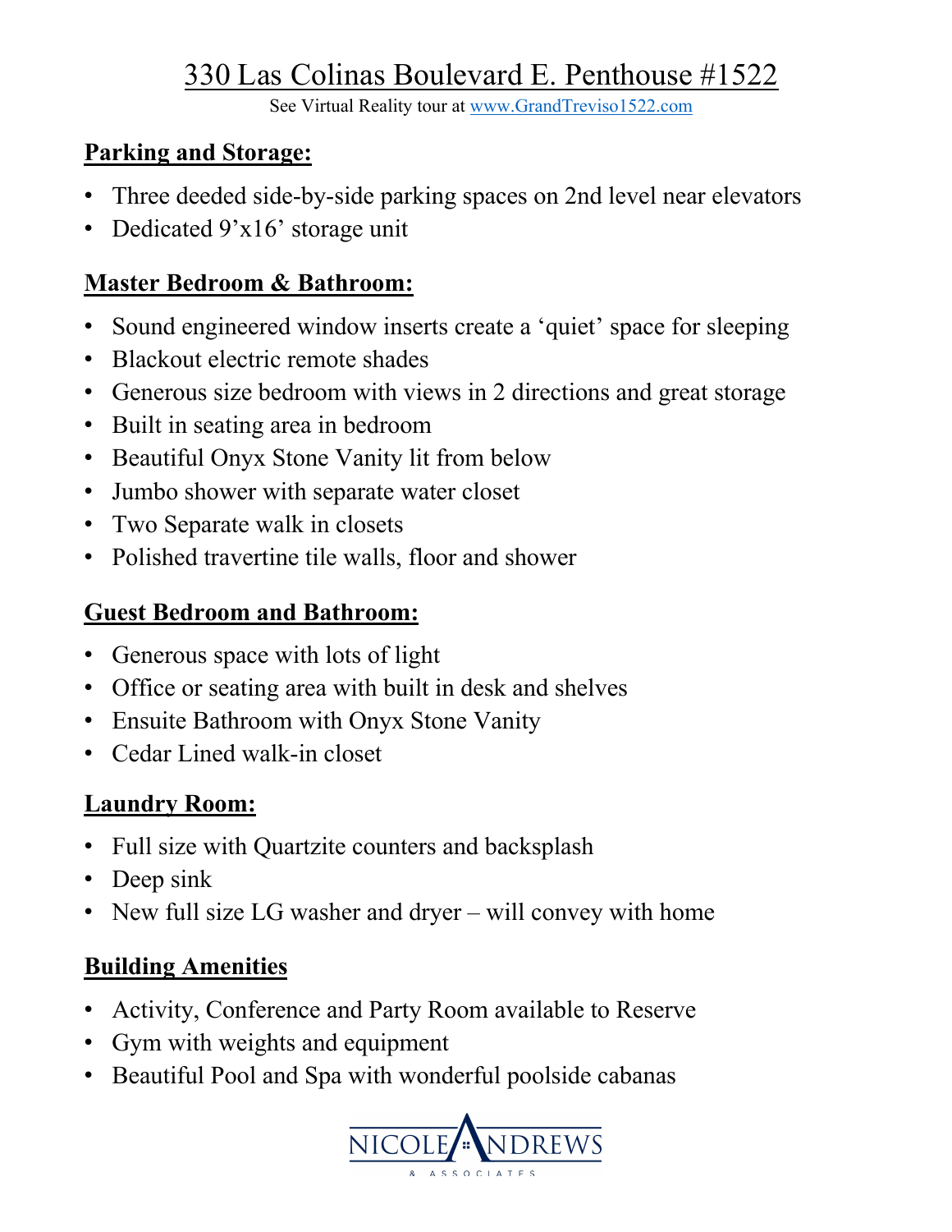# 330 Las Colinas Boulevard E. Penthouse #1522

See Virtual Reality tour at [www.GrandTreviso1522.com](http://www.GrandTreviso1522.com)

## Parking and Storage:

- Three deeded side-by-side parking spaces on 2nd level near elevators
- Dedicated 9'x16' storage unit

## Master Bedroom & Bathroom:

- Sound engineered window inserts create a 'quiet' space for sleeping
- Blackout electric remote shades
- Generous size bedroom with views in 2 directions and great storage
- Built in seating area in bedroom
- Beautiful Onyx Stone Vanity lit from below
- Jumbo shower with separate water closet
- Two Separate walk in closets
- Polished travertine tile walls, floor and shower

## Guest Bedroom and Bathroom:

- Generous space with lots of light
- Office or seating area with built in desk and shelves
- Ensuite Bathroom with Onyx Stone Vanity
- Cedar Lined walk-in closet

## Laundry Room:

- Full size with Quartzite counters and backsplash
- Deep sink
- New full size LG washer and dryer – will convey with home

## Building Amenities

- Activity, Conference and Party Room available to Reserve
- Gym with weights and equipment
- Beautiful Pool and Spa with wonderful poolside cabanas

NICOLE ANDREWS & ASSOCIATES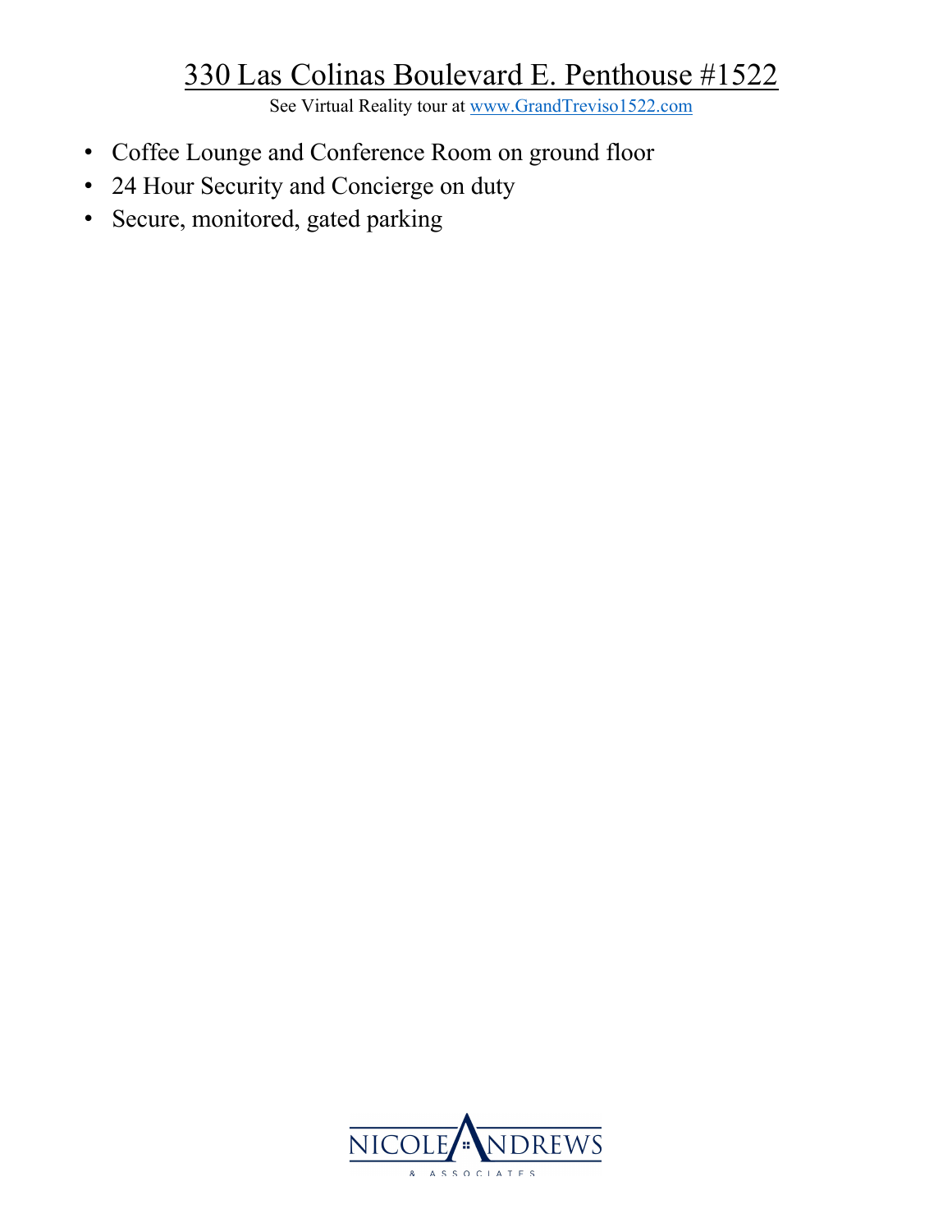# 330 Las Colinas Boulevard E. Penthouse #1522

See Virtual Reality tour at www.GrandTreviso1522.com

- Coffee Lounge and Conference Room on ground floor
- 24 Hour Security and Concierge on duty
- Secure, monitored, gated parking

NICOLE ANDREWS
& ASSOCIATES